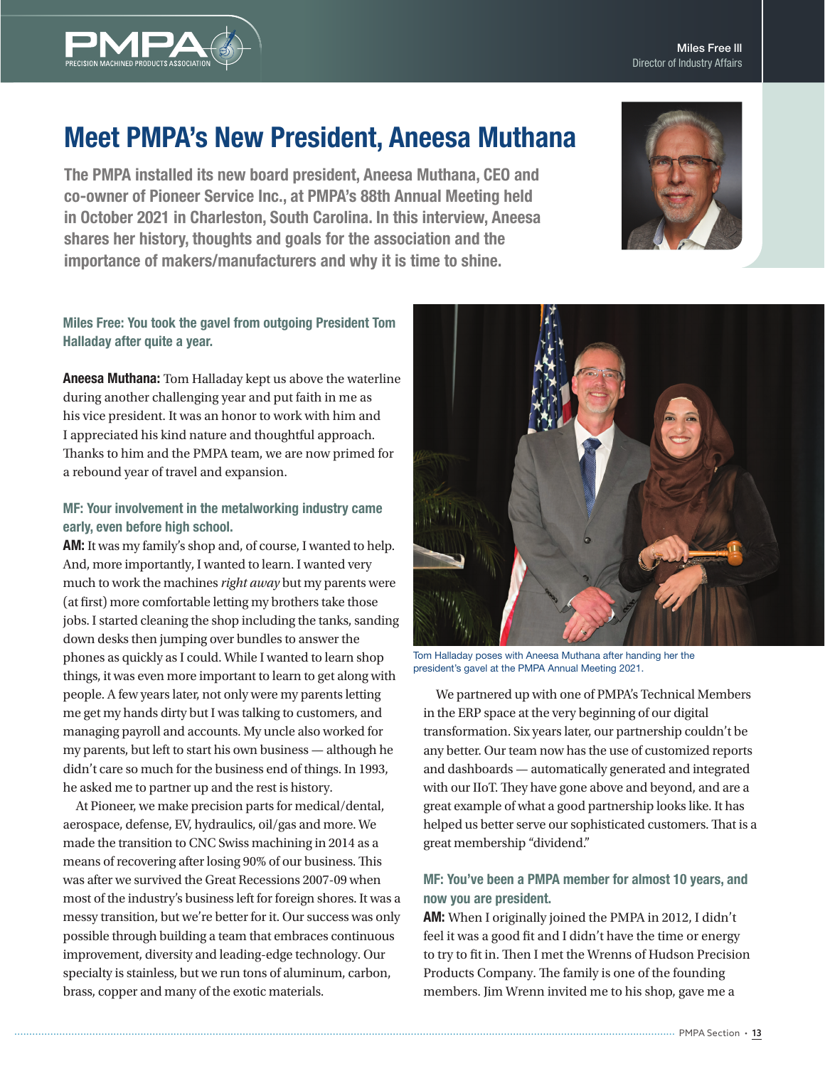Miles Free III
Director of Industry Affairs

# Meet PMPA's New President, Aneesa Muthana

**The PMPA installed its new board president, Aneesa Muthana, CEO and co-owner of Pioneer Service Inc., at PMPA's 88th Annual Meeting held in October 2021 in Charleston, South Carolina. In this interview, Aneesa shares her history, thoughts and goals for the association and the importance of makers/manufacturers and why it is time to shine.**

### Miles Free: You took the gavel from outgoing President Tom Halladay after quite a year.

**Aneesa Muthana:** Tom Halladay kept us above the waterline during another challenging year and put faith in me as his vice president. It was an honor to work with him and I appreciated his kind nature and thoughtful approach. Thanks to him and the PMPA team, we are now primed for a rebound year of travel and expansion.

### MF: Your involvement in the metalworking industry came early, even before high school.

**AM:** It was my family's shop and, of course, I wanted to help. And, more importantly, I wanted to learn. I wanted very much to work the machines *right away* but my parents were (at first) more comfortable letting my brothers take those jobs. I started cleaning the shop including the tanks, sanding down desks then jumping over bundles to answer the phones as quickly as I could. While I wanted to learn shop things, it was even more important to learn to get along with people. A few years later, not only were my parents letting me get my hands dirty but I was talking to customers, and managing payroll and accounts. My uncle also worked for my parents, but left to start his own business — although he didn't care so much for the business end of things. In 1993, he asked me to partner up and the rest is history.

At Pioneer, we make precision parts for medical/dental, aerospace, defense, EV, hydraulics, oil/gas and more. We made the transition to CNC Swiss machining in 2014 as a means of recovering after losing 90% of our business. This was after we survived the Great Recessions 2007-09 when most of the industry's business left for foreign shores. It was a messy transition, but we're better for it. Our success was only possible through building a team that embraces continuous improvement, diversity and leading-edge technology. Our specialty is stainless, but we run tons of aluminum, carbon, brass, copper and many of the exotic materials.

Tom Halladay poses with Aneesa Muthana after handing her the president's gavel at the PMPA Annual Meeting 2021.

We partnered up with one of PMPA's Technical Members in the ERP space at the very beginning of our digital transformation. Six years later, our partnership couldn't be any better. Our team now has the use of customized reports and dashboards — automatically generated and integrated with our IIoT. They have gone above and beyond, and are a great example of what a good partnership looks like. It has helped us better serve our sophisticated customers. That is a great membership "dividend."

### MF: You've been a PMPA member for almost 10 years, and now you are president.

**AM:** When I originally joined the PMPA in 2012, I didn't feel it was a good fit and I didn't have the time or energy to try to fit in. Then I met the Wrenns of Hudson Precision Products Company. The family is one of the founding members. Jim Wrenn invited me to his shop, gave me a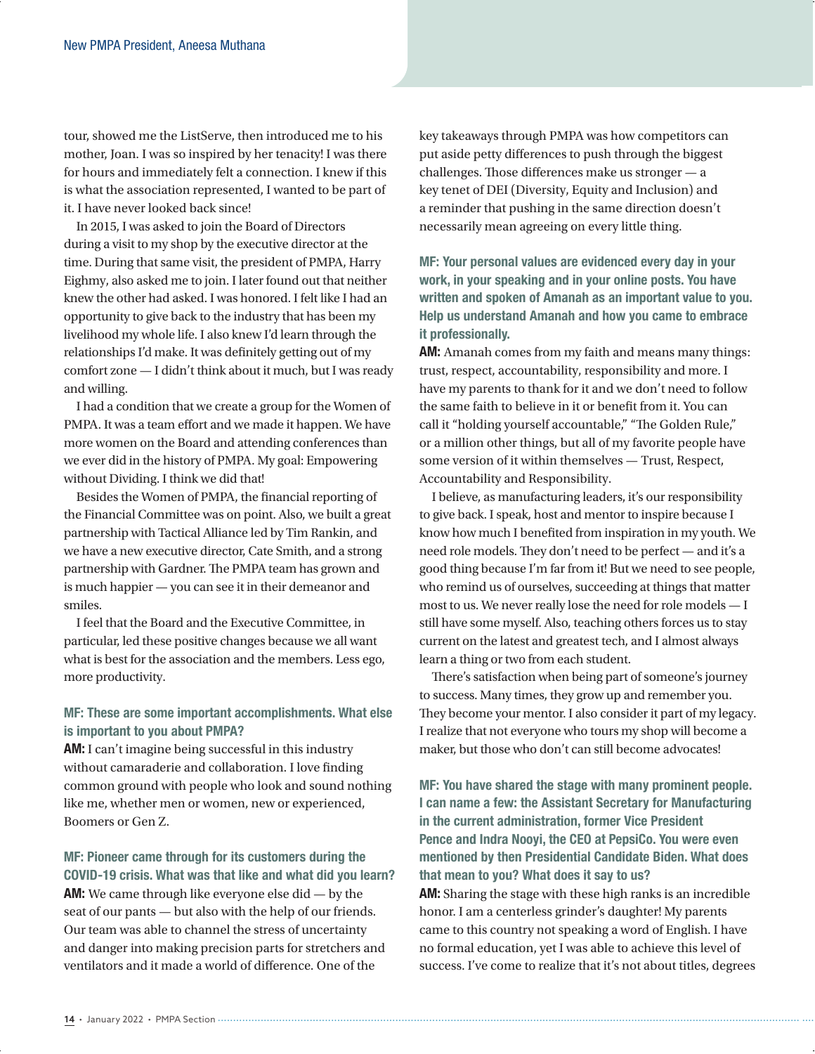tour, showed me the ListServe, then introduced me to his mother, Joan. I was so inspired by her tenacity! I was there for hours and immediately felt a connection. I knew if this is what the association represented, I wanted to be part of it. I have never looked back since!

In 2015, I was asked to join the Board of Directors during a visit to my shop by the executive director at the time. During that same visit, the president of PMPA, Harry Eighmy, also asked me to join. I later found out that neither knew the other had asked. I was honored. I felt like I had an opportunity to give back to the industry that has been my livelihood my whole life. I also knew I'd learn through the relationships I'd make. It was definitely getting out of my comfort zone — I didn't think about it much, but I was ready and willing.

I had a condition that we create a group for the Women of PMPA. It was a team effort and we made it happen. We have more women on the Board and attending conferences than we ever did in the history of PMPA. My goal: Empowering without Dividing. I think we did that!

Besides the Women of PMPA, the financial reporting of the Financial Committee was on point. Also, we built a great partnership with Tactical Alliance led by Tim Rankin, and we have a new executive director, Cate Smith, and a strong partnership with Gardner. The PMPA team has grown and is much happier — you can see it in their demeanor and smiles.

I feel that the Board and the Executive Committee, in particular, led these positive changes because we all want what is best for the association and the members. Less ego, more productivity.

**MF: These are some important accomplishments. What else is important to you about PMPA?**

**AM:** I can't imagine being successful in this industry without camaraderie and collaboration. I love finding common ground with people who look and sound nothing like me, whether men or women, new or experienced, Boomers or Gen Z.

**MF: Pioneer came through for its customers during the COVID-19 crisis. What was that like and what did you learn?**

**AM:** We came through like everyone else did — by the seat of our pants — but also with the help of our friends. Our team was able to channel the stress of uncertainty and danger into making precision parts for stretchers and ventilators and it made a world of difference. One of the key takeaways through PMPA was how competitors can put aside petty differences to push through the biggest challenges. Those differences make us stronger — a key tenet of DEI (Diversity, Equity and Inclusion) and a reminder that pushing in the same direction doesn't necessarily mean agreeing on every little thing.

**MF: Your personal values are evidenced every day in your work, in your speaking and in your online posts. You have written and spoken of Amanah as an important value to you. Help us understand Amanah and how you came to embrace it professionally.**

**AM:** Amanah comes from my faith and means many things: trust, respect, accountability, responsibility and more. I have my parents to thank for it and we don't need to follow the same faith to believe in it or benefit from it. You can call it "holding yourself accountable," "The Golden Rule," or a million other things, but all of my favorite people have some version of it within themselves — Trust, Respect, Accountability and Responsibility.

I believe, as manufacturing leaders, it's our responsibility to give back. I speak, host and mentor to inspire because I know how much I benefited from inspiration in my youth. We need role models. They don't need to be perfect — and it's a good thing because I'm far from it! But we need to see people, who remind us of ourselves, succeeding at things that matter most to us. We never really lose the need for role models — I still have some myself. Also, teaching others forces us to stay current on the latest and greatest tech, and I almost always learn a thing or two from each student.

There's satisfaction when being part of someone's journey to success. Many times, they grow up and remember you. They become your mentor. I also consider it part of my legacy. I realize that not everyone who tours my shop will become a maker, but those who don't can still become advocates!

**MF: You have shared the stage with many prominent people. I can name a few: the Assistant Secretary for Manufacturing in the current administration, former Vice President Pence and Indra Nooyi, the CEO at PepsiCo. You were even mentioned by then Presidential Candidate Biden. What does that mean to you? What does it say to us?**

**AM:** Sharing the stage with these high ranks is an incredible honor. I am a centerless grinder's daughter! My parents came to this country not speaking a word of English. I have no formal education, yet I was able to achieve this level of success. I've come to realize that it's not about titles, degrees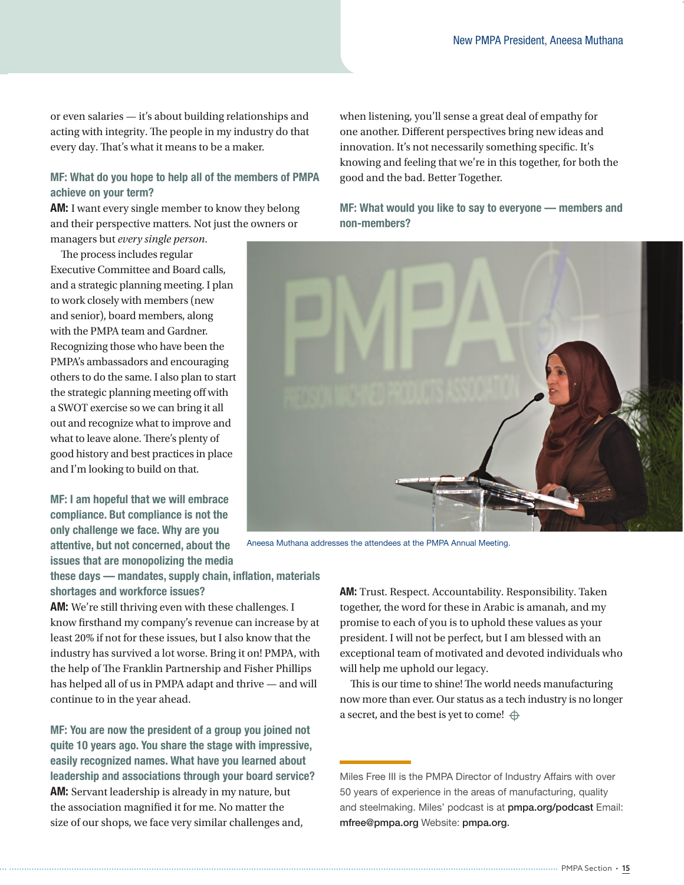or even salaries — it's about building relationships and acting with integrity. The people in my industry do that every day. That's what it means to be a maker.

**MF: What do you hope to help all of the members of PMPA achieve on your term?**

**AM:** I want every single member to know they belong and their perspective matters. Not just the owners or managers but *every single person*.

The process includes regular Executive Committee and Board calls, and a strategic planning meeting. I plan to work closely with members (new and senior), board members, along with the PMPA team and Gardner. Recognizing those who have been the PMPA's ambassadors and encouraging others to do the same. I also plan to start the strategic planning meeting off with a SWOT exercise so we can bring it all out and recognize what to improve and what to leave alone. There's plenty of good history and best practices in place and I'm looking to build on that.

**MF: I am hopeful that we will embrace compliance. But compliance is not the only challenge we face. Why are you attentive, but not concerned, about the issues that are monopolizing the media these days — mandates, supply chain, inflation, materials shortages and workforce issues?**

**AM:** We're still thriving even with these challenges. I know firsthand my company's revenue can increase by at least 20% if not for these issues, but I also know that the industry has survived a lot worse. Bring it on! PMPA, with the help of The Franklin Partnership and Fisher Phillips has helped all of us in PMPA adapt and thrive — and will continue to in the year ahead.

**MF: You are now the president of a group you joined not quite 10 years ago. You share the stage with impressive, easily recognized names. What have you learned about leadership and associations through your board service?**

**AM:** Servant leadership is already in my nature, but the association magnified it for me. No matter the size of our shops, we face very similar challenges and, when listening, you'll sense a great deal of empathy for one another. Different perspectives bring new ideas and innovation. It's not necessarily something specific. It's knowing and feeling that we're in this together, for both the good and the bad. Better Together.

**MF: What would you like to say to everyone — members and non-members?**

Aneesa Muthana addresses the attendees at the PMPA Annual Meeting.

**AM:** Trust. Respect. Accountability. Responsibility. Taken together, the word for these in Arabic is amanah, and my promise to each of you is to uphold these values as your president. I will not be perfect, but I am blessed with an exceptional team of motivated and devoted individuals who will help me uphold our legacy.

This is our time to shine! The world needs manufacturing now more than ever. Our status as a tech industry is no longer a secret, and the best is yet to come!

Miles Free III is the PMPA Director of Industry Affairs with over 50 years of experience in the areas of manufacturing, quality and steelmaking. Miles' podcast is at **pmpa.org/podcast** Email: **mfree@pmpa.org** Website: **pmpa.org.**